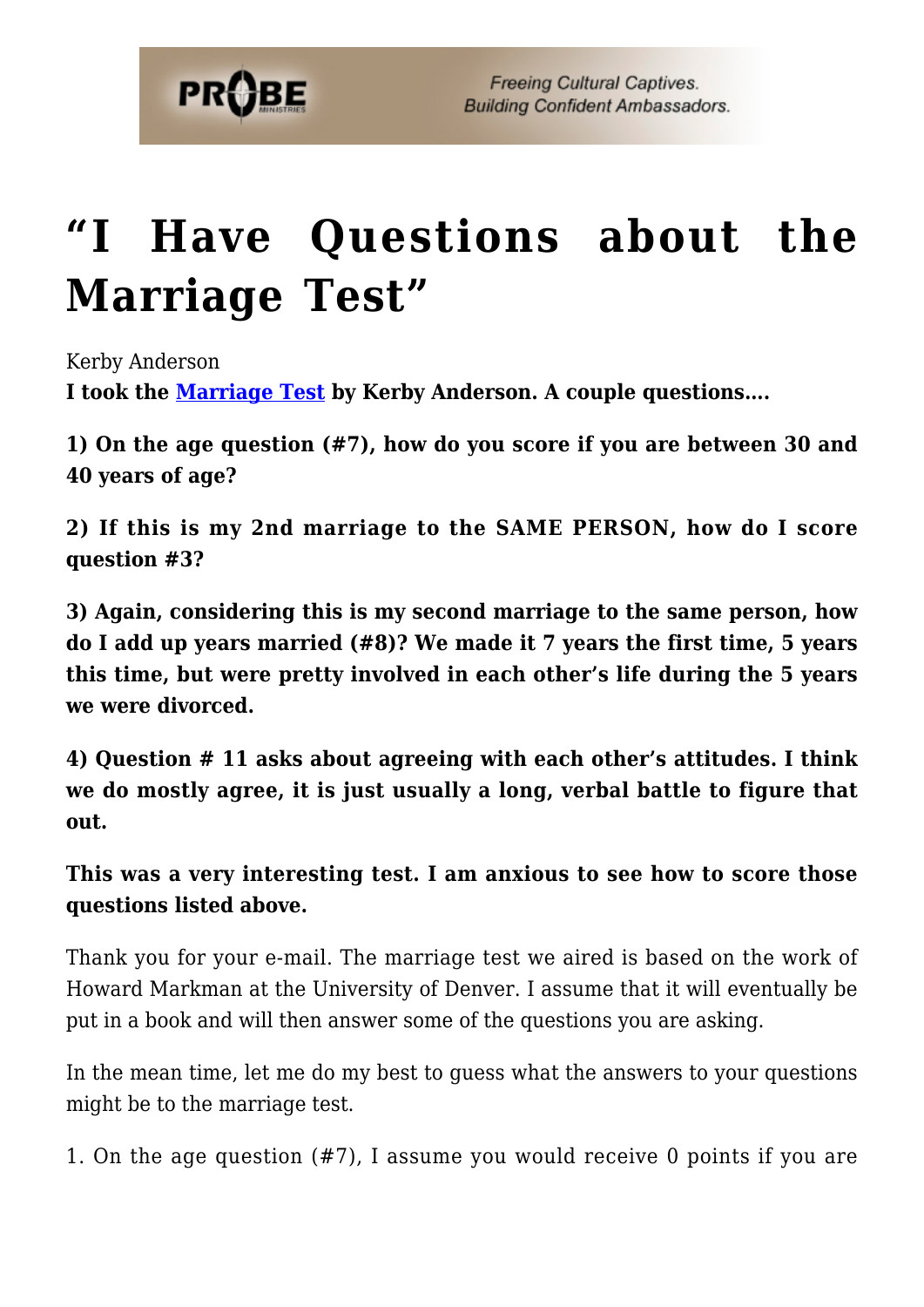# "I Have Questions about the Marriage Test"

Kerby Anderson

**I took the Marriage Test by Kerby Anderson. A couple questions….**

**1) On the age question (#7), how do you score if you are between 30 and 40 years of age?**

**2) If this is my 2nd marriage to the SAME PERSON, how do I score question #3?**

**3) Again, considering this is my second marriage to the same person, how do I add up years married (#8)? We made it 7 years the first time, 5 years this time, but were pretty involved in each other's life during the 5 years we were divorced.**

**4) Question # 11 asks about agreeing with each other's attitudes. I think we do mostly agree, it is just usually a long, verbal battle to figure that out.**

**This was a very interesting test. I am anxious to see how to score those questions listed above.**

Thank you for your e-mail. The marriage test we aired is based on the work of Howard Markman at the University of Denver. I assume that it will eventually be put in a book and will then answer some of the questions you are asking.

In the mean time, let me do my best to guess what the answers to your questions might be to the marriage test.

1. On the age question (#7), I assume you would receive 0 points if you are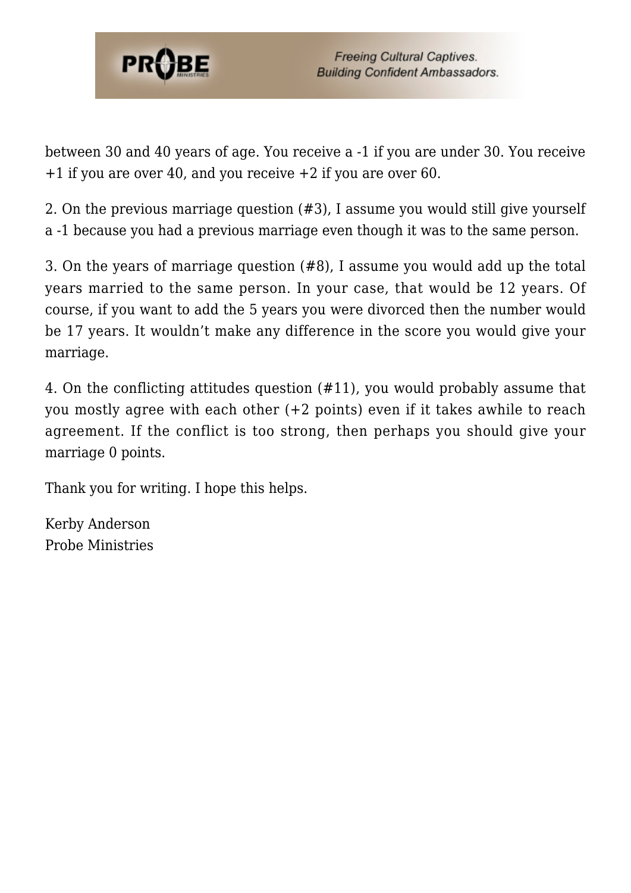between 30 and 40 years of age. You receive a -1 if you are under 30. You receive +1 if you are over 40, and you receive +2 if you are over 60.

2. On the previous marriage question (#3), I assume you would still give yourself a -1 because you had a previous marriage even though it was to the same person.

3. On the years of marriage question (#8), I assume you would add up the total years married to the same person. In your case, that would be 12 years. Of course, if you want to add the 5 years you were divorced then the number would be 17 years. It wouldn't make any difference in the score you would give your marriage.

4. On the conflicting attitudes question (#11), you would probably assume that you mostly agree with each other (+2 points) even if it takes awhile to reach agreement. If the conflict is too strong, then perhaps you should give your marriage 0 points.

Thank you for writing. I hope this helps.

Kerby Anderson
Probe Ministries